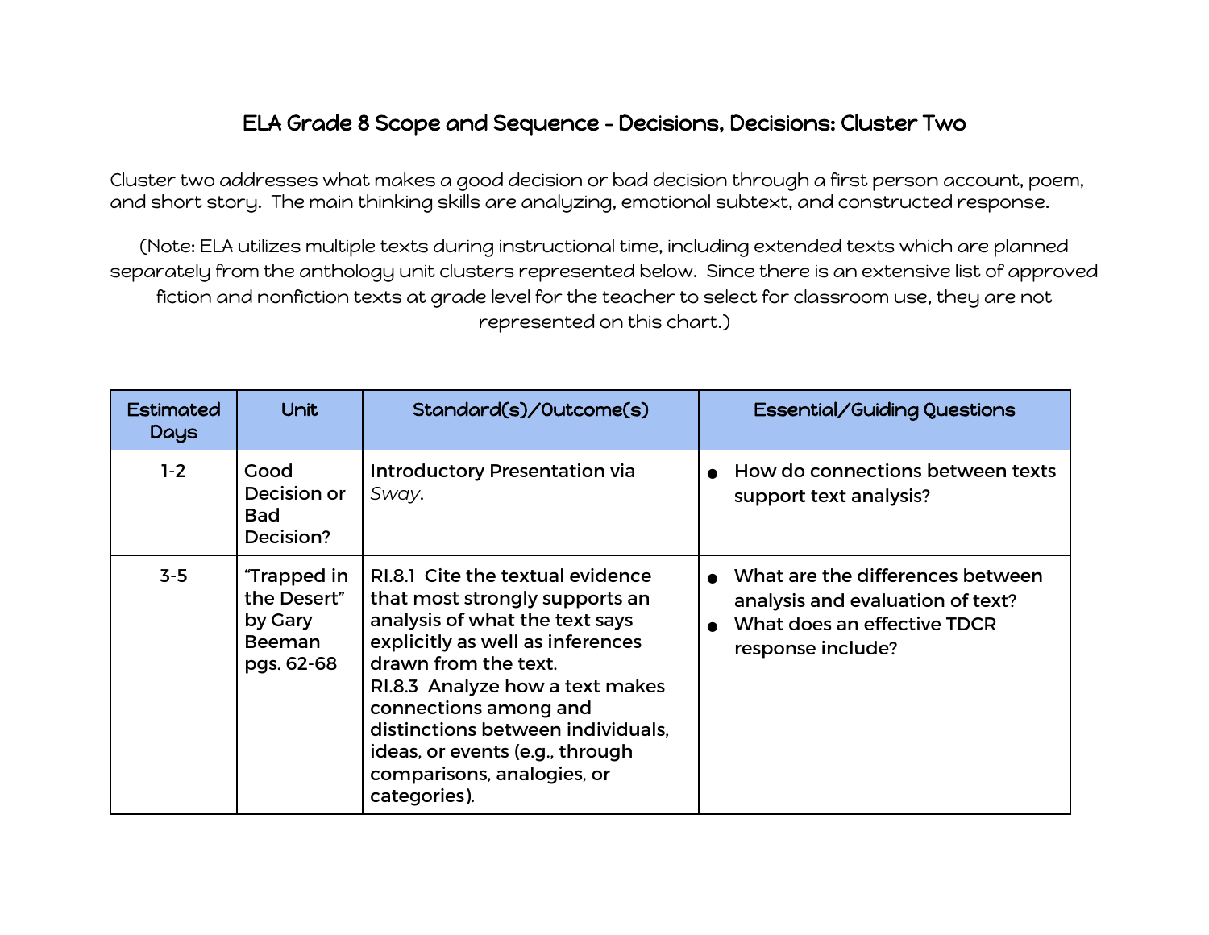# ELA Grade 8 Scope and Sequence - Decisions, Decisions: Cluster Two

Cluster two addresses what makes a good decision or bad decision through a first person account, poem, and short story. The main thinking skills are analyzing, emotional subtext, and constructed response.

(Note: ELA utilizes multiple texts during instructional time, including extended texts which are planned separately from the anthology unit clusters represented below. Since there is an extensive list of approved fiction and nonfiction texts at grade level for the teacher to select for classroom use, they are not represented on this chart.)

| Estimated Days | Unit | Standard(s)/Outcome(s) | Essential/Guiding Questions |
|---|---|---|---|
| 1-2 | Good Decision or Bad Decision? | Introductory Presentation via *Sway*. | • How do connections between texts support text analysis? |
| 3-5 | "Trapped in the Desert" by Gary Beeman pgs. 62-68 | RI.8.1 Cite the textual evidence that most strongly supports an analysis of what the text says explicitly as well as inferences drawn from the text.<br>RI.8.3 Analyze how a text makes connections among and distinctions between individuals, ideas, or events (e.g., through comparisons, analogies, or categories). | • What are the differences between analysis and evaluation of text?<br>• What does an effective TDCR response include? |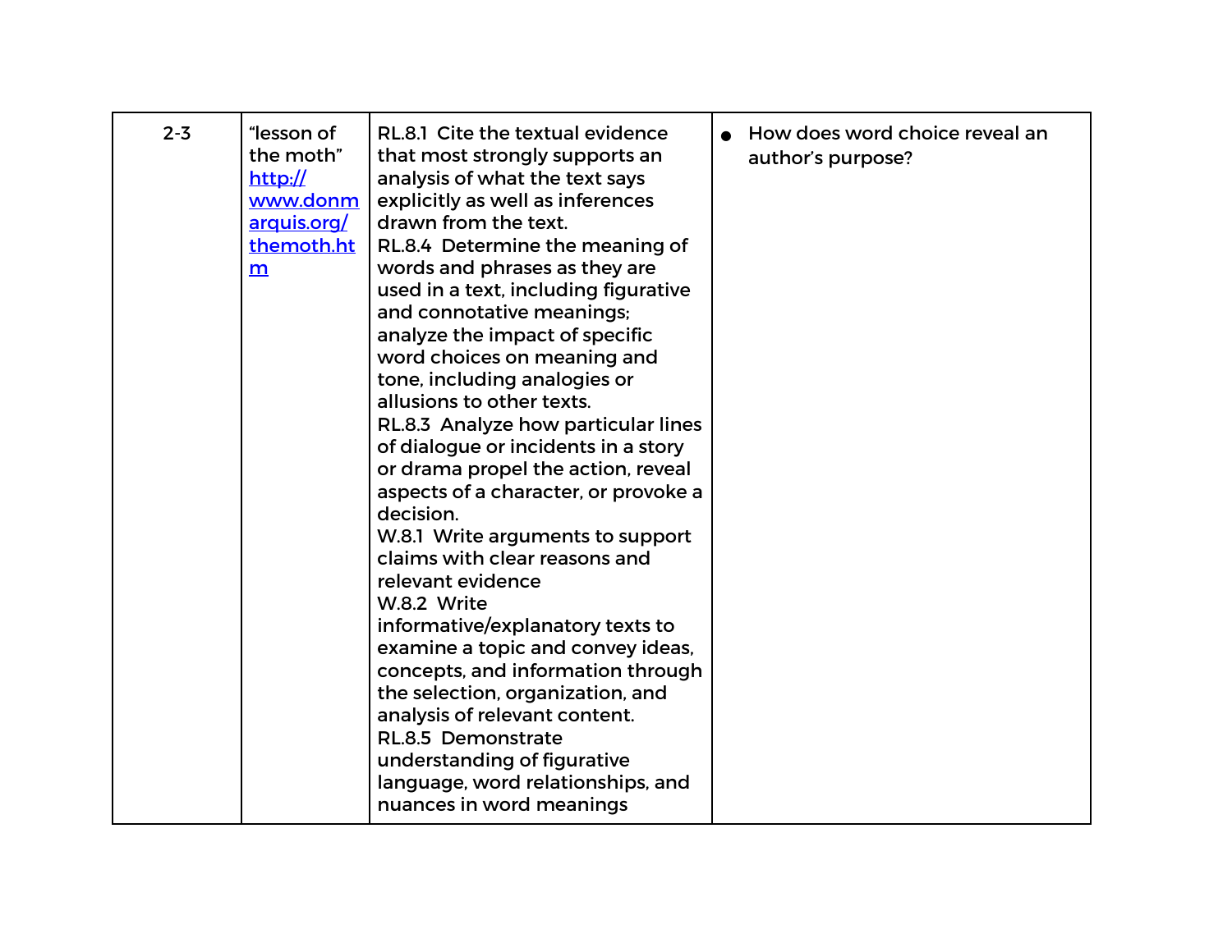| | | | |
|---|---|---|---|
| 2-3 | "lesson of the moth" http://www.donmarquis.org/themoth.htm | RL.8.1 Cite the textual evidence that most strongly supports an analysis of what the text says explicitly as well as inferences drawn from the text.<br>RL.8.4 Determine the meaning of words and phrases as they are used in a text, including figurative and connotative meanings; analyze the impact of specific word choices on meaning and tone, including analogies or allusions to other texts.<br>RL.8.3 Analyze how particular lines of dialogue or incidents in a story or drama propel the action, reveal aspects of a character, or provoke a decision.<br>W.8.1 Write arguments to support claims with clear reasons and relevant evidence<br>W.8.2 Write informative/explanatory texts to examine a topic and convey ideas, concepts, and information through the selection, organization, and analysis of relevant content.<br>RL.8.5 Demonstrate understanding of figurative language, word relationships, and nuances in word meanings | • How does word choice reveal an author's purpose? |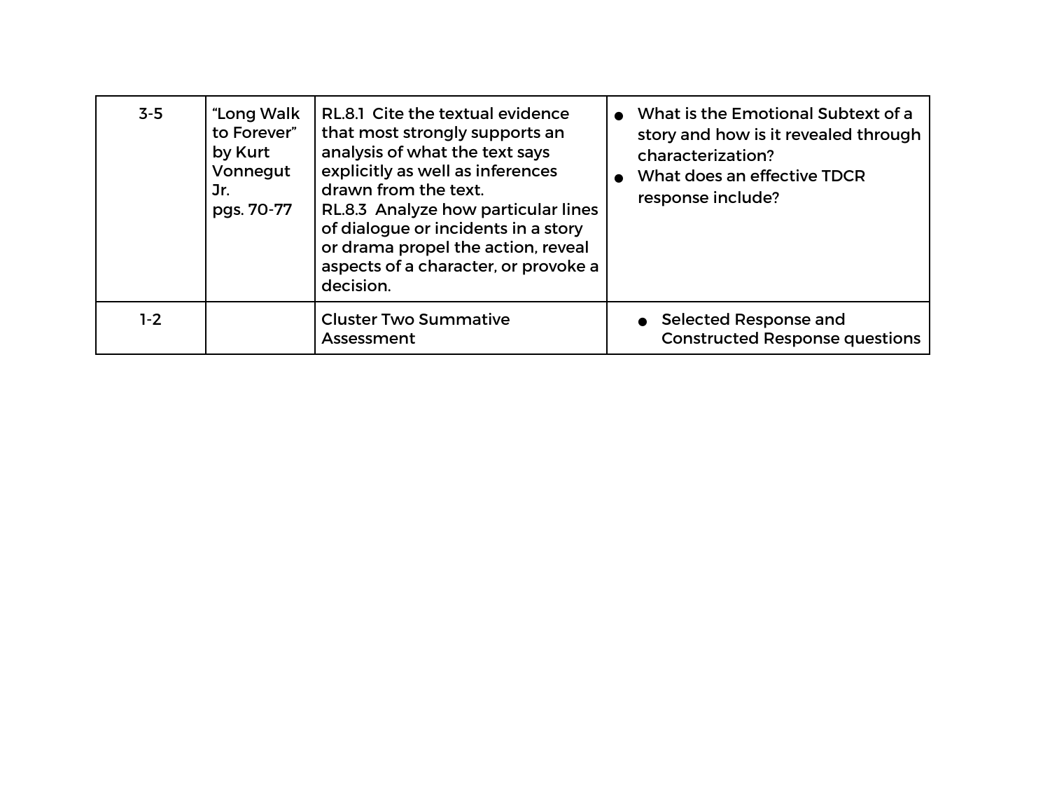| | | | |
|---|---|---|---|
| 3-5 | "Long Walk to Forever" by Kurt Vonnegut Jr. pgs. 70-77 | RL.8.1 Cite the textual evidence that most strongly supports an analysis of what the text says explicitly as well as inferences drawn from the text. RL.8.3 Analyze how particular lines of dialogue or incidents in a story or drama propel the action, reveal aspects of a character, or provoke a decision. | • What is the Emotional Subtext of a story and how is it revealed through characterization? • What does an effective TDCR response include? |
| 1-2 | | Cluster Two Summative Assessment | • Selected Response and Constructed Response questions |